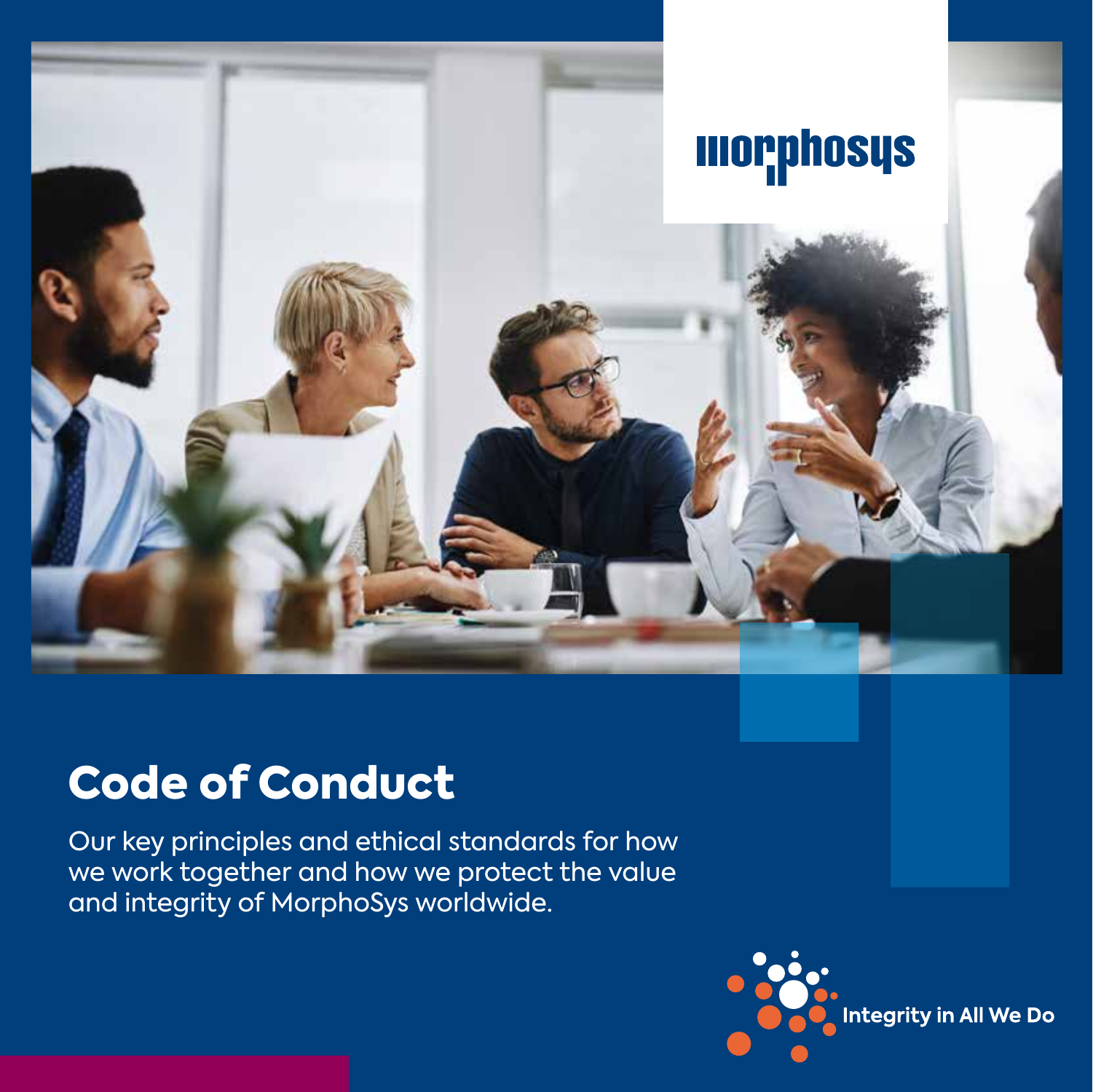morphosys

# Code of Conduct

Our key principles and ethical standards for how we work together and how we protect the value and integrity of MorphoSys worldwide.

Integrity in All We Do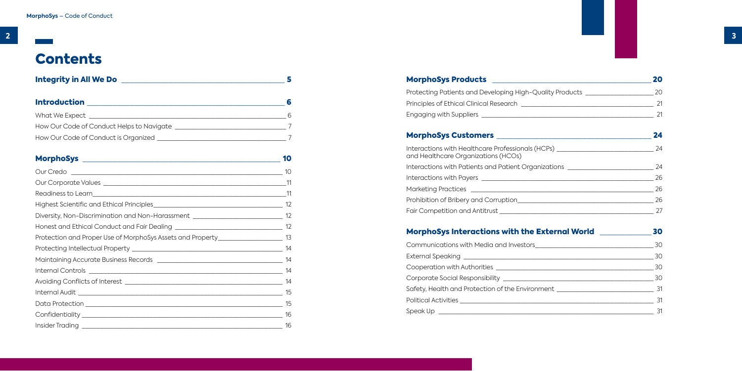# Contents

| | |
|---|---|
| **Integrity in All We Do** | **5** |
| **Introduction** | **6** |
| What We Expect | 6 |
| How Our Code of Conduct Helps to Navigate | 7 |
| How Our Code of Conduct is Organized | 7 |
| **MorphoSys** | **10** |
| Our Credo | 10 |
| Our Corporate Values | 11 |
| Readiness to Learn | 11 |
| Highest Scientific and Ethical Principles | 12 |
| Diversity, Non-Discrimination and Non-Harassment | 12 |
| Honest and Ethical Conduct and Fair Dealing | 12 |
| Protection and Proper Use of MorphoSys Assets and Property | 13 |
| Protecting Intellectual Property | 14 |
| Maintaining Accurate Business Records | 14 |
| Internal Controls | 14 |
| Avoiding Conflicts of Interest | 14 |
| Internal Audit | 15 |
| Data Protection | 15 |
| Confidentiality | 16 |
| Insider Trading | 16 |
| **MorphoSys Products** | **20** |
| Protecting Patients and Developing High-Quality Products | 20 |
| Principles of Ethical Clinical Research | 21 |
| Engaging with Suppliers | 21 |
| **MorphoSys Customers** | **24** |
| Interactions with Healthcare Professionals (HCPs) and Healthcare Organizations (HCOs) | 24 |
| Interactions with Patients and Patient Organizations | 24 |
| Interactions with Payers | 26 |
| Marketing Practices | 26 |
| Prohibition of Bribery and Corruption | 26 |
| Fair Competition and Antitrust | 27 |
| **MorphoSys Interactions with the External World** | **30** |
| Communications with Media and Investors | 30 |
| External Speaking | 30 |
| Cooperation with Authorities | 30 |
| Corporate Social Responsibility | 30 |
| Safety, Health and Protection of the Environment | 31 |
| Political Activities | 31 |
| Speak Up | 31 |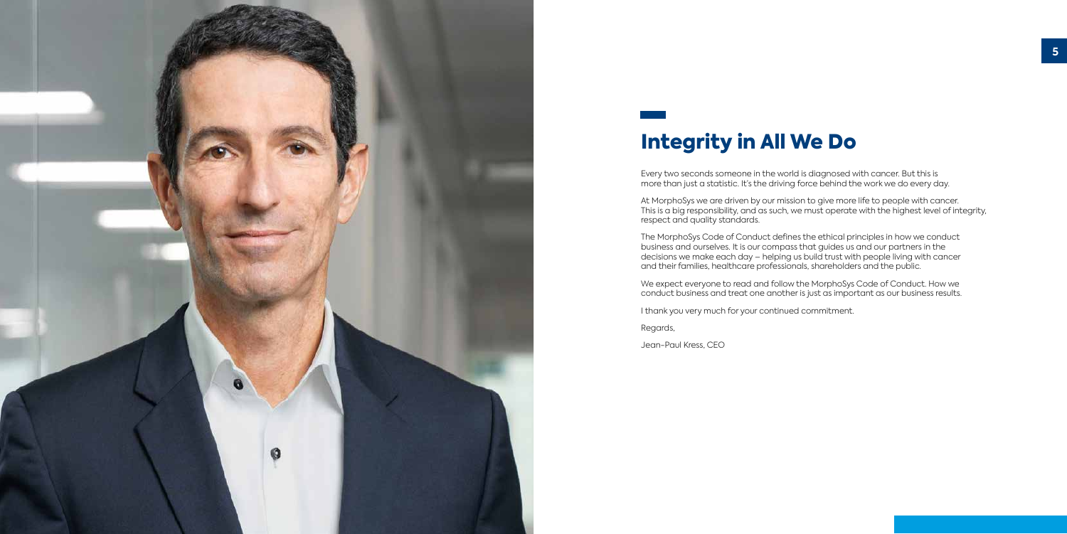# Integrity in All We Do

Every two seconds someone in the world is diagnosed with cancer. But this is more than just a statistic. It's the driving force behind the work we do every day.

At MorphoSys we are driven by our mission to give more life to people with cancer. This is a big responsibility, and as such, we must operate with the highest level of integrity, respect and quality standards.

The MorphoSys Code of Conduct defines the ethical principles in how we conduct business and ourselves. It is our compass that guides us and our partners in the decisions we make each day – helping us build trust with people living with cancer and their families, healthcare professionals, shareholders and the public.

We expect everyone to read and follow the MorphoSys Code of Conduct. How we conduct business and treat one another is just as important as our business results.

I thank you very much for your continued commitment.

Regards,

Jean-Paul Kress, CEO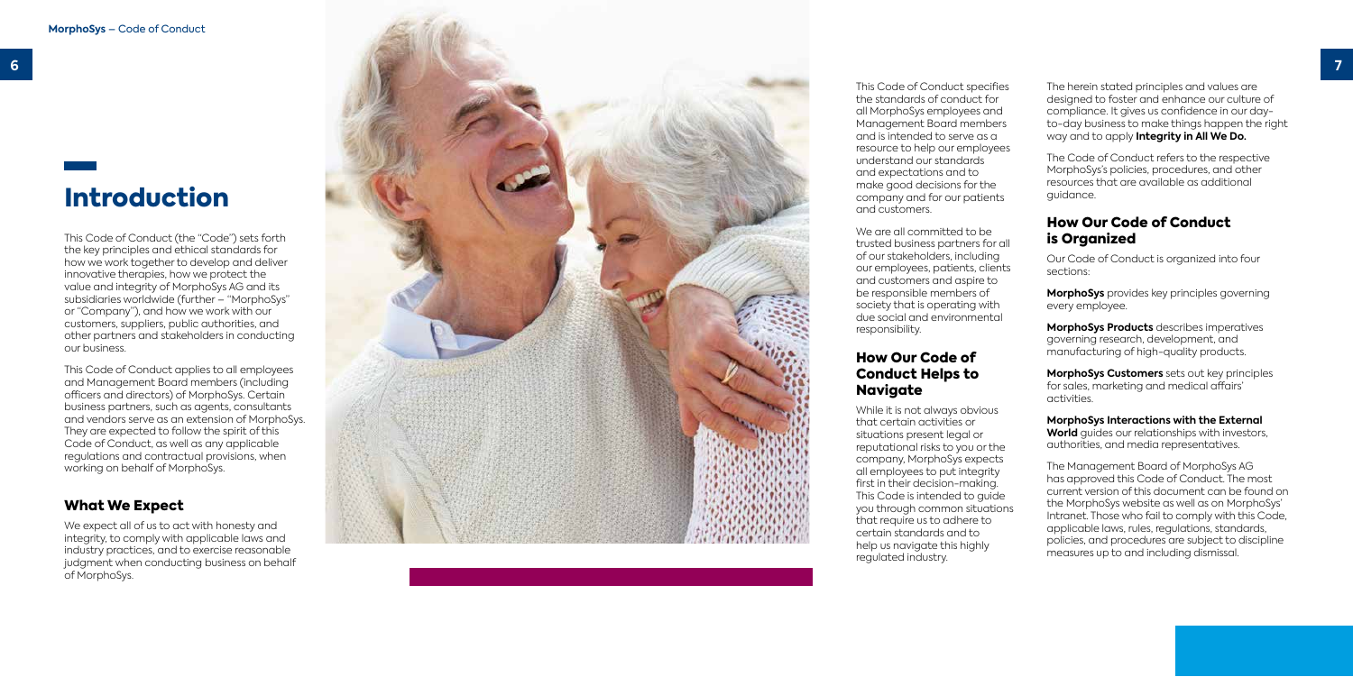# Introduction

This Code of Conduct (the "Code") sets forth the key principles and ethical standards for how we work together to develop and deliver innovative therapies, how we protect the value and integrity of MorphoSys AG and its subsidiaries worldwide (further – "MorphoSys" or "Company"), and how we work with our customers, suppliers, public authorities, and other partners and stakeholders in conducting our business.

This Code of Conduct applies to all employees and Management Board members (including officers and directors) of MorphoSys. Certain business partners, such as agents, consultants and vendors serve as an extension of MorphoSys. They are expected to follow the spirit of this Code of Conduct, as well as any applicable regulations and contractual provisions, when working on behalf of MorphoSys.

## What We Expect

We expect all of us to act with honesty and integrity, to comply with applicable laws and industry practices, and to exercise reasonable judgment when conducting business on behalf of MorphoSys.

This Code of Conduct specifies the standards of conduct for all MorphoSys employees and Management Board members and is intended to serve as a resource to help our employees understand our standards and expectations and to make good decisions for the company and for our patients and customers.

We are all committed to be trusted business partners for all of our stakeholders, including our employees, patients, clients and customers and aspire to be responsible members of society that is operating with due social and environmental responsibility.

## How Our Code of Conduct Helps to Navigate

While it is not always obvious that certain activities or situations present legal or reputational risks to you or the company, MorphoSys expects all employees to put integrity first in their decision-making. This Code is intended to guide you through common situations that require us to adhere to certain standards and to help us navigate this highly regulated industry.

The herein stated principles and values are designed to foster and enhance our culture of compliance. It gives us confidence in our day-to-day business to make things happen the right way and to apply **Integrity in All We Do.**

The Code of Conduct refers to the respective MorphoSys's policies, procedures, and other resources that are available as additional guidance.

## How Our Code of Conduct is Organized

Our Code of Conduct is organized into four sections:

**MorphoSys** provides key principles governing every employee.

**MorphoSys Products** describes imperatives governing research, development, and manufacturing of high-quality products.

**MorphoSys Customers** sets out key principles for sales, marketing and medical affairs' activities.

**MorphoSys Interactions with the External World** guides our relationships with investors, authorities, and media representatives.

The Management Board of MorphoSys AG has approved this Code of Conduct. The most current version of this document can be found on the MorphoSys website as well as on MorphoSys' Intranet. Those who fail to comply with this Code, applicable laws, rules, regulations, standards, policies, and procedures are subject to discipline measures up to and including dismissal.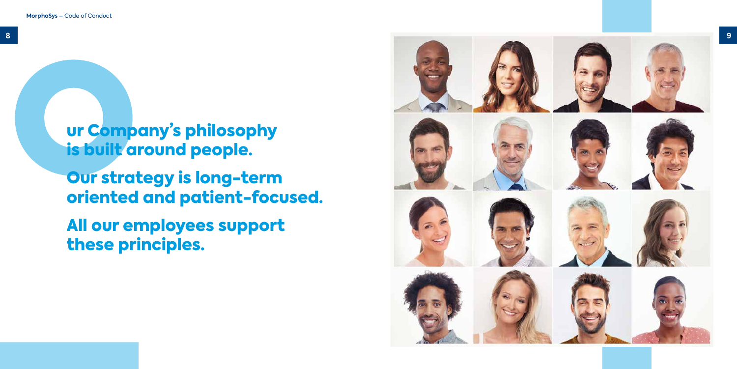# Our Company's philosophy is built around people.

# Our strategy is long-term oriented and patient-focused.

# All our employees support these principles.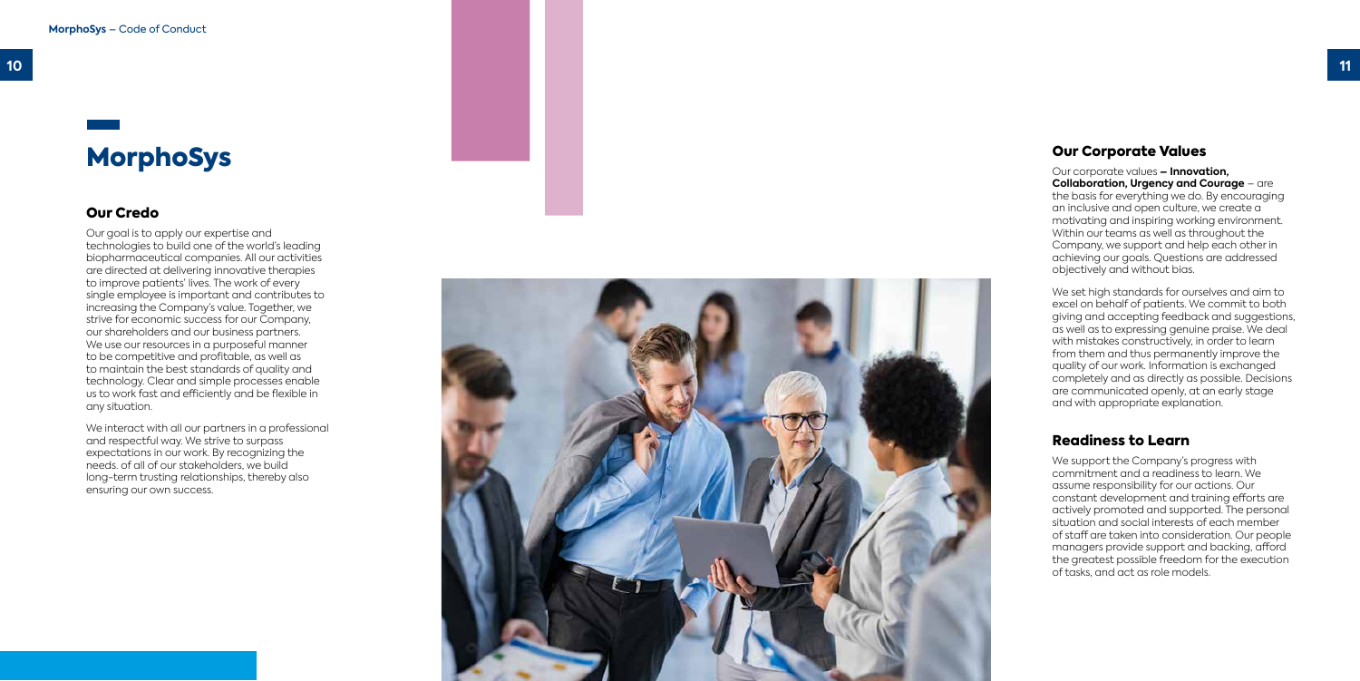# MorphoSys

## Our Credo

Our goal is to apply our expertise and technologies to build one of the world's leading biopharmaceutical companies. All our activities are directed at delivering innovative therapies to improve patients' lives. The work of every single employee is important and contributes to increasing the Company's value. Together, we strive for economic success for our Company, our shareholders and our business partners. We use our resources in a purposeful manner to be competitive and profitable, as well as to maintain the best standards of quality and technology. Clear and simple processes enable us to work fast and efficiently and be flexible in any situation.

We interact with all our partners in a professional and respectful way. We strive to surpass expectations in our work. By recognizing the needs. of all of our stakeholders, we build long-term trusting relationships, thereby also ensuring our own success.

## Our Corporate Values

Our corporate values **– Innovation, Collaboration, Urgency and Courage** – are the basis for everything we do. By encouraging an inclusive and open culture, we create a motivating and inspiring working environment. Within our teams as well as throughout the Company, we support and help each other in achieving our goals. Questions are addressed objectively and without bias.

We set high standards for ourselves and aim to excel on behalf of patients. We commit to both giving and accepting feedback and suggestions, as well as to expressing genuine praise. We deal with mistakes constructively, in order to learn from them and thus permanently improve the quality of our work. Information is exchanged completely and as directly as possible. Decisions are communicated openly, at an early stage and with appropriate explanation.

## Readiness to Learn

We support the Company's progress with commitment and a readiness to learn. We assume responsibility for our actions. Our constant development and training efforts are actively promoted and supported. The personal situation and social interests of each member of staff are taken into consideration. Our people managers provide support and backing, afford the greatest possible freedom for the execution of tasks, and act as role models.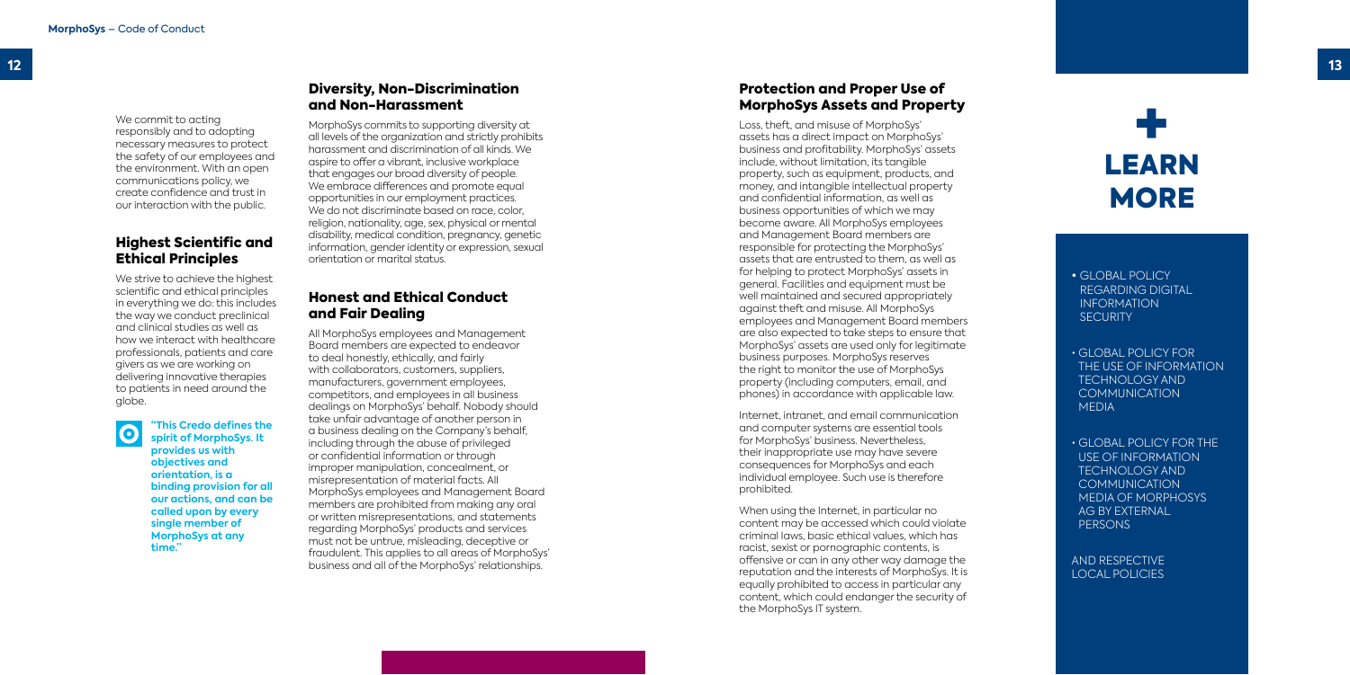We commit to acting responsibly and to adopting necessary measures to protect the safety of our employees and the environment. With an open communications policy, we create confidence and trust in our interaction with the public.

## Highest Scientific and Ethical Principles

We strive to achieve the highest scientific and ethical principles in everything we do: this includes the way we conduct preclinical and clinical studies as well as how we interact with healthcare professionals, patients and care givers as we are working on delivering innovative therapies to patients in need around the globe.

**"This Credo defines the spirit of MorphoSys. It provides us with objectives and orientation, is a binding provision for all our actions, and can be called upon by every single member of MorphoSys at any time."**

## Diversity, Non-Discrimination and Non-Harassment

MorphoSys commits to supporting diversity at all levels of the organization and strictly prohibits harassment and discrimination of all kinds. We aspire to offer a vibrant, inclusive workplace that engages our broad diversity of people. We embrace differences and promote equal opportunities in our employment practices. We do not discriminate based on race, color, religion, nationality, age, sex, physical or mental disability, medical condition, pregnancy, genetic information, gender identity or expression, sexual orientation or marital status.

## Honest and Ethical Conduct and Fair Dealing

All MorphoSys employees and Management Board members are expected to endeavor to deal honestly, ethically, and fairly with collaborators, customers, suppliers, manufacturers, government employees, competitors, and employees in all business dealings on MorphoSys' behalf. Nobody should take unfair advantage of another person in a business dealing on the Company's behalf, including through the abuse of privileged or confidential information or through improper manipulation, concealment, or misrepresentation of material facts. All MorphoSys employees and Management Board members are prohibited from making any oral or written misrepresentations, and statements regarding MorphoSys' products and services must not be untrue, misleading, deceptive or fraudulent. This applies to all areas of MorphoSys' business and all of the MorphoSys' relationships.

## Protection and Proper Use of MorphoSys Assets and Property

Loss, theft, and misuse of MorphoSys' assets has a direct impact on MorphoSys' business and profitability. MorphoSys' assets include, without limitation, its tangible property, such as equipment, products, and money, and intangible intellectual property and confidential information, as well as business opportunities of which we may become aware. All MorphoSys employees and Management Board members are responsible for protecting the MorphoSys' assets that are entrusted to them, as well as for helping to protect MorphoSys' assets in general. Facilities and equipment must be well maintained and secured appropriately against theft and misuse. All MorphoSys employees and Management Board members are also expected to take steps to ensure that MorphoSys' assets are used only for legitimate business purposes. MorphoSys reserves the right to monitor the use of MorphoSys property (including computers, email, and phones) in accordance with applicable law.

Internet, intranet, and email communication and computer systems are essential tools for MorphoSys' business. Nevertheless, their inappropriate use may have severe consequences for MorphoSys and each individual employee. Such use is therefore prohibited.

When using the Internet, in particular no content may be accessed which could violate criminal laws, basic ethical values, which has racist, sexist or pornographic contents, is offensive or can in any other way damage the reputation and the interests of MorphoSys. It is equally prohibited to access in particular any content, which could endanger the security of the MorphoSys IT system.

## + LEARN MORE

- GLOBAL POLICY REGARDING DIGITAL INFORMATION SECURITY
- GLOBAL POLICY FOR THE USE OF INFORMATION TECHNOLOGY AND COMMUNICATION MEDIA
- GLOBAL POLICY FOR THE USE OF INFORMATION TECHNOLOGY AND COMMUNICATION MEDIA OF MORPHOSYS AG BY EXTERNAL PERSONS

AND RESPECTIVE LOCAL POLICIES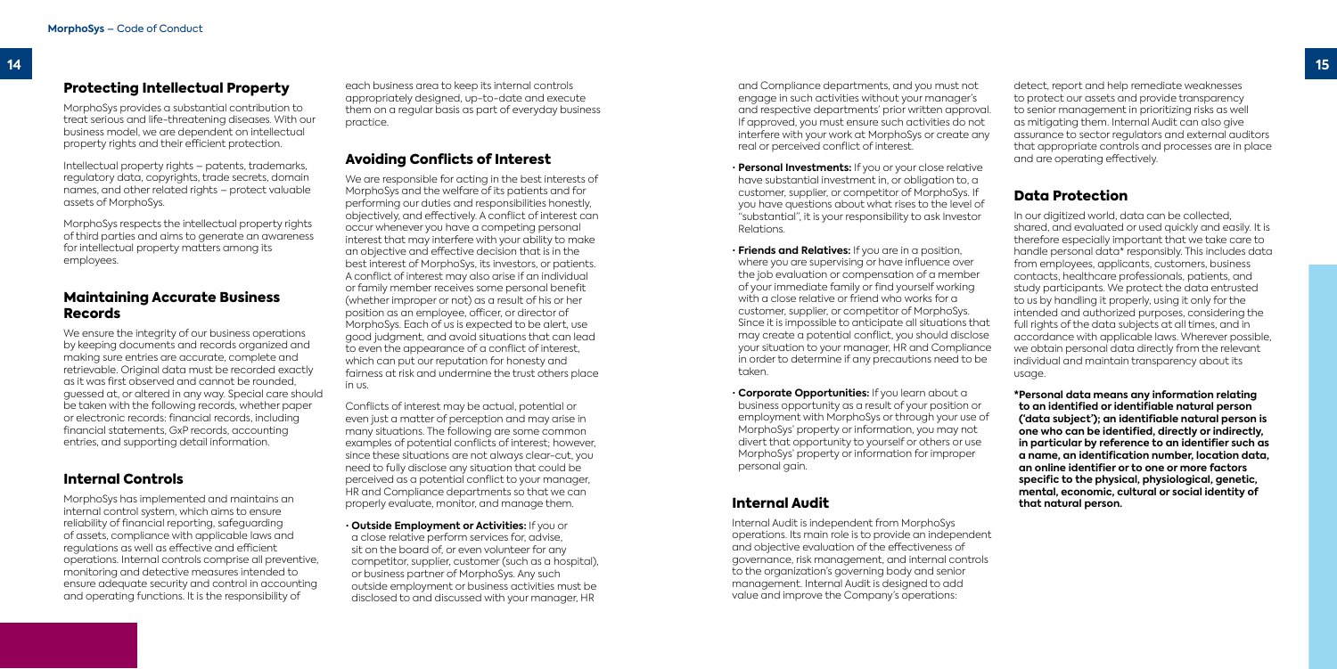## Protecting Intellectual Property

MorphoSys provides a substantial contribution to treat serious and life-threatening diseases. With our business model, we are dependent on intellectual property rights and their efficient protection.

Intellectual property rights – patents, trademarks, regulatory data, copyrights, trade secrets, domain names, and other related rights – protect valuable assets of MorphoSys.

MorphoSys respects the intellectual property rights of third parties and aims to generate an awareness for intellectual property matters among its employees.

## Maintaining Accurate Business Records

We ensure the integrity of our business operations by keeping documents and records organized and making sure entries are accurate, complete and retrievable. Original data must be recorded exactly as it was first observed and cannot be rounded, guessed at, or altered in any way. Special care should be taken with the following records, whether paper or electronic records: financial records, including financial statements, GxP records, accounting entries, and supporting detail information.

## Internal Controls

MorphoSys has implemented and maintains an internal control system, which aims to ensure reliability of financial reporting, safeguarding of assets, compliance with applicable laws and regulations as well as effective and efficient operations. Internal controls comprise all preventive, monitoring and detective measures intended to ensure adequate security and control in accounting and operating functions. It is the responsibility of each business area to keep its internal controls appropriately designed, up-to-date and execute them on a regular basis as part of everyday business practice.

## Avoiding Conflicts of Interest

We are responsible for acting in the best interests of MorphoSys and the welfare of its patients and for performing our duties and responsibilities honestly, objectively, and effectively. A conflict of interest can occur whenever you have a competing personal interest that may interfere with your ability to make an objective and effective decision that is in the best interest of MorphoSys, its investors, or patients. A conflict of interest may also arise if an individual or family member receives some personal benefit (whether improper or not) as a result of his or her position as an employee, officer, or director of MorphoSys. Each of us is expected to be alert, use good judgment, and avoid situations that can lead to even the appearance of a conflict of interest, which can put our reputation for honesty and fairness at risk and undermine the trust others place in us.

Conflicts of interest may be actual, potential or even just a matter of perception and may arise in many situations. The following are some common examples of potential conflicts of interest; however, since these situations are not always clear-cut, you need to fully disclose any situation that could be perceived as a potential conflict to your manager, HR and Compliance departments so that we can properly evaluate, monitor, and manage them.

- **Outside Employment or Activities:** If you or a close relative perform services for, advise, sit on the board of, or even volunteer for any competitor, supplier, customer (such as a hospital), or business partner of MorphoSys. Any such outside employment or business activities must be disclosed to and discussed with your manager, HR and Compliance departments, and you must not engage in such activities without your manager's and respective departments' prior written approval. If approved, you must ensure such activities do not interfere with your work at MorphoSys or create any real or perceived conflict of interest.
- **Personal Investments:** If you or your close relative have substantial investment in, or obligation to, a customer, supplier, or competitor of MorphoSys. If you have questions about what rises to the level of "substantial", it is your responsibility to ask Investor Relations.
- **Friends and Relatives:** If you are in a position, where you are supervising or have influence over the job evaluation or compensation of a member of your immediate family or find yourself working with a close relative or friend who works for a customer, supplier, or competitor of MorphoSys. Since it is impossible to anticipate all situations that may create a potential conflict, you should disclose your situation to your manager, HR and Compliance in order to determine if any precautions need to be taken.
- **Corporate Opportunities:** If you learn about a business opportunity as a result of your position or employment with MorphoSys or through your use of MorphoSys' property or information, you may not divert that opportunity to yourself or others or use MorphoSys' property or information for improper personal gain.

## Internal Audit

Internal Audit is independent from MorphoSys operations. Its main role is to provide an independent and objective evaluation of the effectiveness of governance, risk management, and internal controls to the organization's governing body and senior management. Internal Audit is designed to add value and improve the Company's operations: detect, report and help remediate weaknesses to protect our assets and provide transparency to senior management in prioritizing risks as well as mitigating them. Internal Audit can also give assurance to sector regulators and external auditors that appropriate controls and processes are in place and are operating effectively.

## Data Protection

In our digitized world, data can be collected, shared, and evaluated or used quickly and easily. It is therefore especially important that we take care to handle personal data* responsibly. This includes data from employees, applicants, customers, business contacts, healthcare professionals, patients, and study participants. We protect the data entrusted to us by handling it properly, using it only for the intended and authorized purposes, considering the full rights of the data subjects at all times, and in accordance with applicable laws. Wherever possible, we obtain personal data directly from the relevant individual and maintain transparency about its usage.

**\*Personal data means any information relating to an identified or identifiable natural person ('data subject'); an identifiable natural person is one who can be identified, directly or indirectly, in particular by reference to an identifier such as a name, an identification number, location data, an online identifier or to one or more factors specific to the physical, physiological, genetic, mental, economic, cultural or social identity of that natural person.**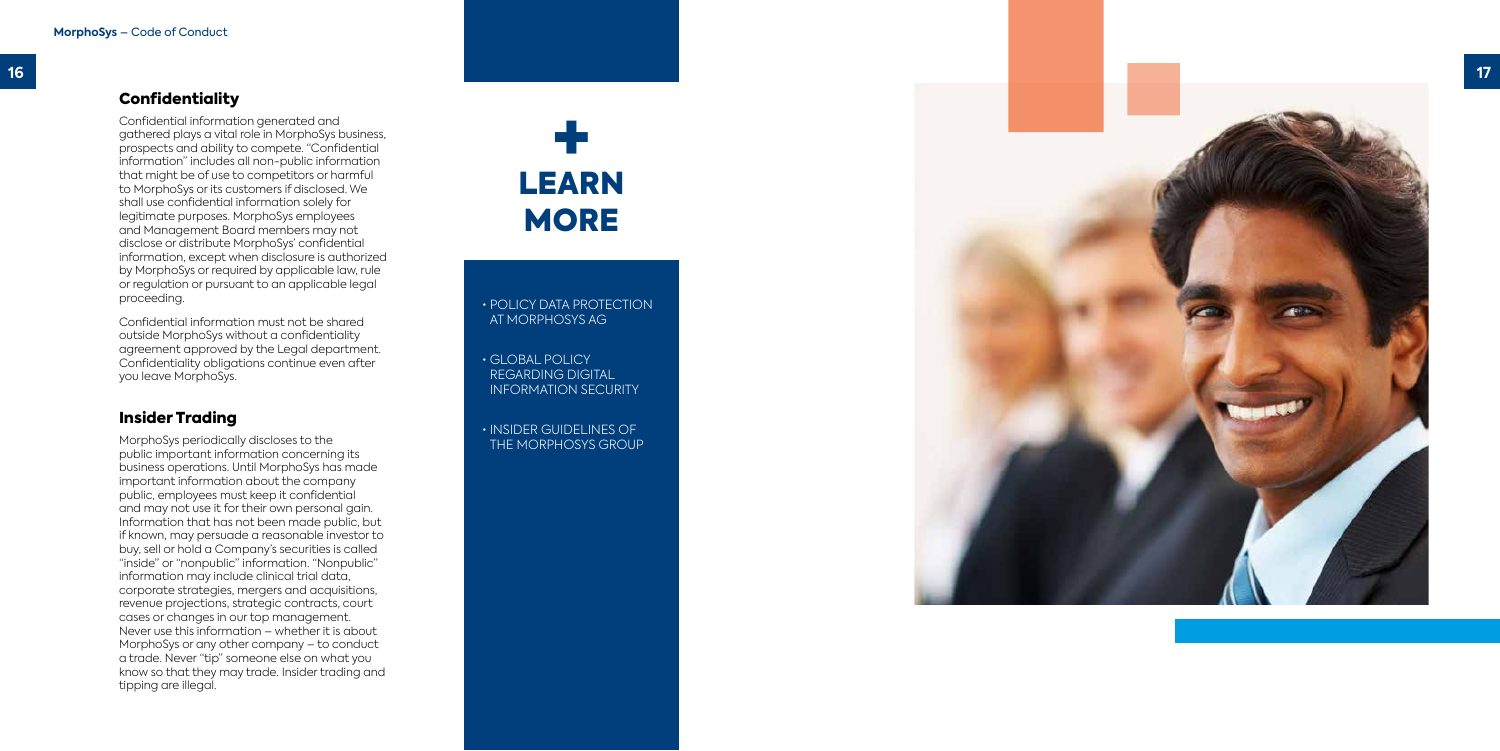## Confidentiality

Confidential information generated and gathered plays a vital role in MorphoSys business, prospects and ability to compete. "Confidential information" includes all non-public information that might be of use to competitors or harmful to MorphoSys or its customers if disclosed. We shall use confidential information solely for legitimate purposes. MorphoSys employees and Management Board members may not disclose or distribute MorphoSys' confidential information, except when disclosure is authorized by MorphoSys or required by applicable law, rule or regulation or pursuant to an applicable legal proceeding.

Confidential information must not be shared outside MorphoSys without a confidentiality agreement approved by the Legal department. Confidentiality obligations continue even after you leave MorphoSys.

## Insider Trading

MorphoSys periodically discloses to the public important information concerning its business operations. Until MorphoSys has made important information about the company public, employees must keep it confidential and may not use it for their own personal gain. Information that has not been made public, but if known, may persuade a reasonable investor to buy, sell or hold a Company's securities is called "inside" or "nonpublic" information. "Nonpublic" information may include clinical trial data, corporate strategies, mergers and acquisitions, revenue projections, strategic contracts, court cases or changes in our top management. Never use this information – whether it is about MorphoSys or any other company – to conduct a trade. Never "tip" someone else on what you know so that they may trade. Insider trading and tipping are illegal.

## + LEARN MORE

- POLICY DATA PROTECTION AT MORPHOSYS AG
- GLOBAL POLICY REGARDING DIGITAL INFORMATION SECURITY
- INSIDER GUIDELINES OF THE MORPHOSYS GROUP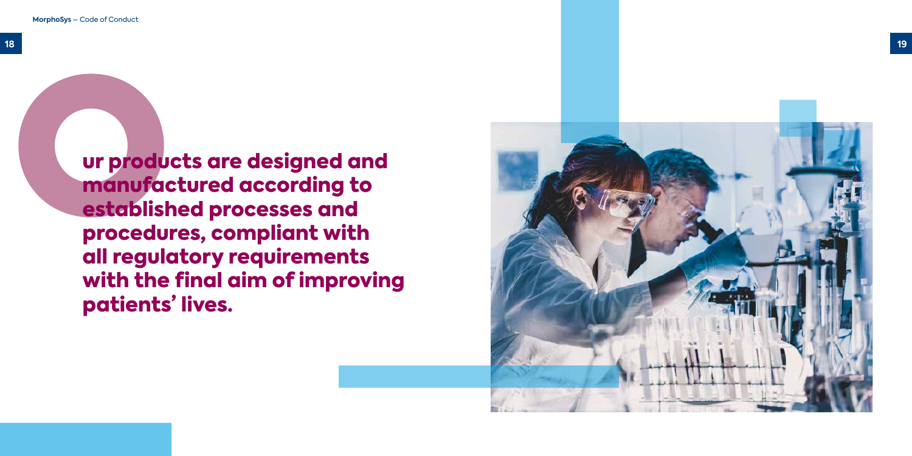**Our products are designed and manufactured according to established processes and procedures, compliant with all regulatory requirements with the final aim of improving patients' lives.**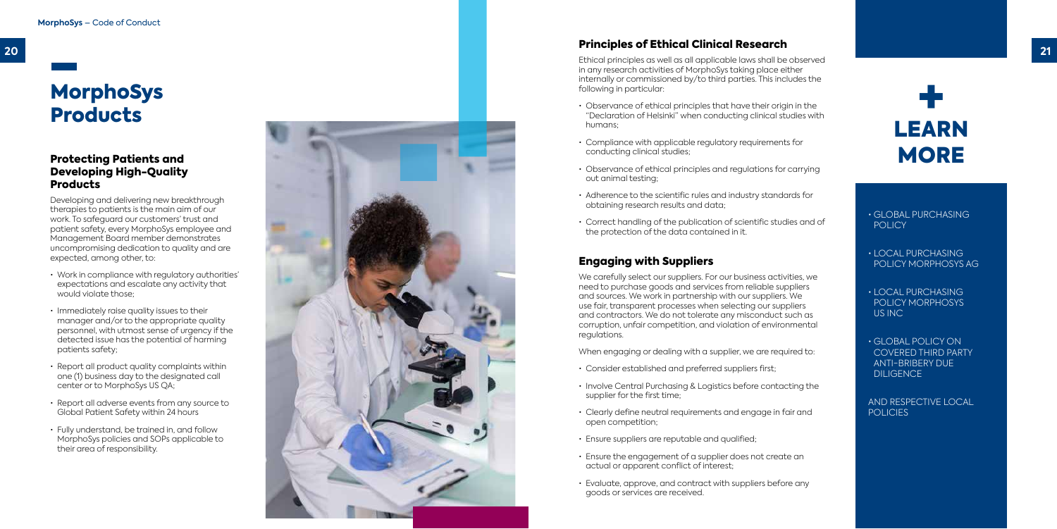# MorphoSys Products

## Protecting Patients and Developing High-Quality Products

Developing and delivering new breakthrough therapies to patients is the main aim of our work. To safeguard our customers' trust and patient safety, every MorphoSys employee and Management Board member demonstrates uncompromising dedication to quality and are expected, among other, to:

- Work in compliance with regulatory authorities' expectations and escalate any activity that would violate those;
- Immediately raise quality issues to their manager and/or to the appropriate quality personnel, with utmost sense of urgency if the detected issue has the potential of harming patients safety;
- Report all product quality complaints within one (1) business day to the designated call center or to MorphoSys US QA;
- Report all adverse events from any source to Global Patient Safety within 24 hours
- Fully understand, be trained in, and follow MorphoSys policies and SOPs applicable to their area of responsibility.

## Principles of Ethical Clinical Research

Ethical principles as well as all applicable laws shall be observed in any research activities of MorphoSys taking place either internally or commissioned by/to third parties. This includes the following in particular:

- Observance of ethical principles that have their origin in the "Declaration of Helsinki" when conducting clinical studies with humans;
- Compliance with applicable regulatory requirements for conducting clinical studies;
- Observance of ethical principles and regulations for carrying out animal testing;
- Adherence to the scientific rules and industry standards for obtaining research results and data;
- Correct handling of the publication of scientific studies and of the protection of the data contained in it.

## Engaging with Suppliers

We carefully select our suppliers. For our business activities, we need to purchase goods and services from reliable suppliers and sources. We work in partnership with our suppliers. We use fair, transparent processes when selecting our suppliers and contractors. We do not tolerate any misconduct such as corruption, unfair competition, and violation of environmental regulations.

When engaging or dealing with a supplier, we are required to:

- Consider established and preferred suppliers first;
- Involve Central Purchasing & Logistics before contacting the supplier for the first time;
- Clearly define neutral requirements and engage in fair and open competition;
- Ensure suppliers are reputable and qualified;
- Ensure the engagement of a supplier does not create an actual or apparent conflict of interest;
- Evaluate, approve, and contract with suppliers before any goods or services are received.

## + LEARN MORE

- GLOBAL PURCHASING POLICY
- LOCAL PURCHASING POLICY MORPHOSYS AG
- LOCAL PURCHASING POLICY MORPHOSYS US INC
- GLOBAL POLICY ON COVERED THIRD PARTY ANTI-BRIBERY DUE DILIGENCE

AND RESPECTIVE LOCAL POLICIES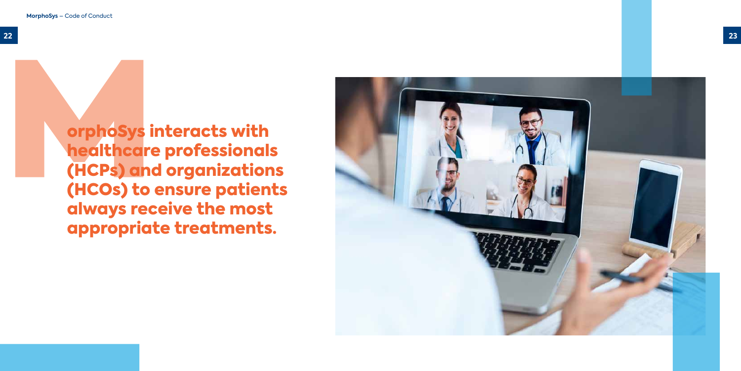## MorphoSys interacts with healthcare professionals (HCPs) and organizations (HCOs) to ensure patients always receive the most appropriate treatments.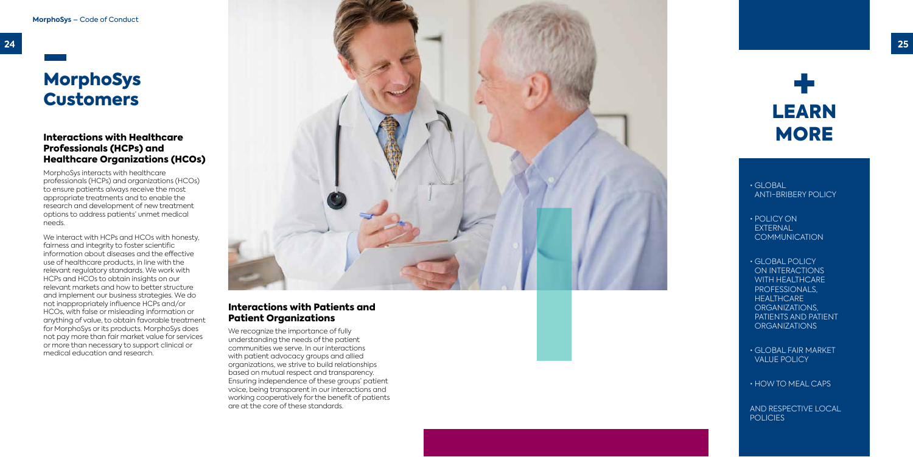# MorphoSys Customers

## Interactions with Healthcare Professionals (HCPs) and Healthcare Organizations (HCOs)

MorphoSys interacts with healthcare professionals (HCPs) and organizations (HCOs) to ensure patients always receive the most appropriate treatments and to enable the research and development of new treatment options to address patients' unmet medical needs.

We interact with HCPs and HCOs with honesty, fairness and integrity to foster scientific information about diseases and the effective use of healthcare products, in line with the relevant regulatory standards. We work with HCPs and HCOs to obtain insights on our relevant markets and how to better structure and implement our business strategies. We do not inappropriately influence HCPs and/or HCOs, with false or misleading information or anything of value, to obtain favorable treatment for MorphoSys or its products. MorphoSys does not pay more than fair market value for services or more than necessary to support clinical or medical education and research.

## Interactions with Patients and Patient Organizations

We recognize the importance of fully understanding the needs of the patient communities we serve. In our interactions with patient advocacy groups and allied organizations, we strive to build relationships based on mutual respect and transparency. Ensuring independence of these groups' patient voice, being transparent in our interactions and working cooperatively for the benefit of patients are at the core of these standards.

## + LEARN MORE

- GLOBAL ANTI-BRIBERY POLICY
- POLICY ON EXTERNAL COMMUNICATION
- GLOBAL POLICY ON INTERACTIONS WITH HEALTHCARE PROFESSIONALS, HEALTHCARE ORGANIZATIONS, PATIENTS AND PATIENT ORGANIZATIONS
- GLOBAL FAIR MARKET VALUE POLICY
- HOW TO MEAL CAPS

AND RESPECTIVE LOCAL POLICIES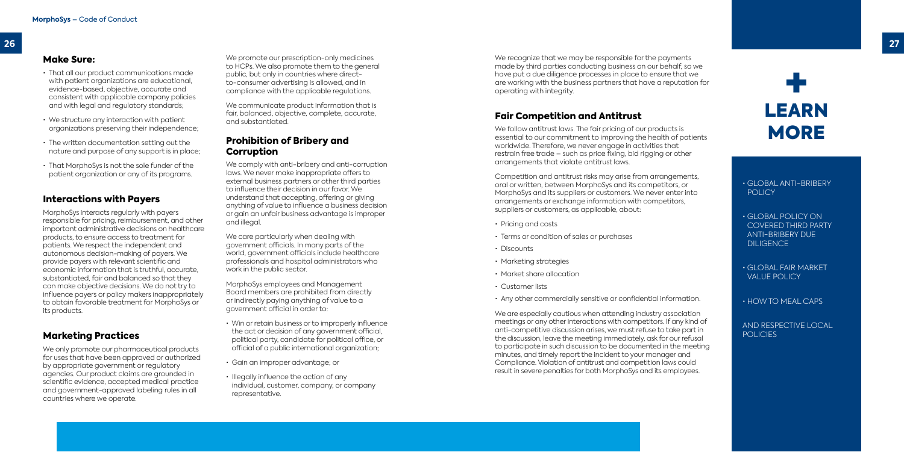### Make Sure:

- That all our product communications made with patient organizations are educational, evidence-based, objective, accurate and consistent with applicable company policies and with legal and regulatory standards;
- We structure any interaction with patient organizations preserving their independence;
- The written documentation setting out the nature and purpose of any support is in place;
- That MorphoSys is not the sole funder of the patient organization or any of its programs.

## Interactions with Payers

MorphoSys interacts regularly with payers responsible for pricing, reimbursement, and other important administrative decisions on healthcare products, to ensure access to treatment for patients. We respect the independent and autonomous decision-making of payers. We provide payers with relevant scientific and economic information that is truthful, accurate, substantiated, fair and balanced so that they can make objective decisions. We do not try to influence payers or policy makers inappropriately to obtain favorable treatment for MorphoSys or its products.

## Marketing Practices

We only promote our pharmaceutical products for uses that have been approved or authorized by appropriate government or regulatory agencies. Our product claims are grounded in scientific evidence, accepted medical practice and government-approved labeling rules in all countries where we operate.

We promote our prescription-only medicines to HCPs. We also promote them to the general public, but only in countries where direct-to-consumer advertising is allowed, and in compliance with the applicable regulations.

We communicate product information that is fair, balanced, objective, complete, accurate, and substantiated.

## Prohibition of Bribery and Corruption

We comply with anti-bribery and anti-corruption laws. We never make inappropriate offers to external business partners or other third parties to influence their decision in our favor. We understand that accepting, offering or giving anything of value to influence a business decision or gain an unfair business advantage is improper and illegal.

We care particularly when dealing with government officials. In many parts of the world, government officials include healthcare professionals and hospital administrators who work in the public sector.

MorphoSys employees and Management Board members are prohibited from directly or indirectly paying anything of value to a government official in order to:

- Win or retain business or to improperly influence the act or decision of any government official, political party, candidate for political office, or official of a public international organization;
- Gain an improper advantage; or
- Illegally influence the action of any individual, customer, company, or company representative.

We recognize that we may be responsible for the payments made by third parties conducting business on our behalf, so we have put a due diligence processes in place to ensure that we are working with the business partners that have a reputation for operating with integrity.

## Fair Competition and Antitrust

We follow antitrust laws. The fair pricing of our products is essential to our commitment to improving the health of patients worldwide. Therefore, we never engage in activities that restrain free trade – such as price fixing, bid rigging or other arrangements that violate antitrust laws.

Competition and antitrust risks may arise from arrangements, oral or written, between MorphoSys and its competitors, or MorphoSys and its suppliers or customers. We never enter into arrangements or exchange information with competitors, suppliers or customers, as applicable, about:

- Pricing and costs
- Terms or condition of sales or purchases
- Discounts
- Marketing strategies
- Market share allocation
- Customer lists
- Any other commercially sensitive or confidential information.

We are especially cautious when attending industry association meetings or any other interactions with competitors. If any kind of anti-competitive discussion arises, we must refuse to take part in the discussion, leave the meeting immediately, ask for our refusal to participate in such discussion to be documented in the meeting minutes, and timely report the incident to your manager and Compliance. Violation of antitrust and competition laws could result in severe penalties for both MorphoSys and its employees.

## + LEARN MORE

- GLOBAL ANTI-BRIBERY POLICY
- GLOBAL POLICY ON COVERED THIRD PARTY ANTI-BRIBERY DUE DILIGENCE
- GLOBAL FAIR MARKET VALUE POLICY
- HOW TO MEAL CAPS

AND RESPECTIVE LOCAL POLICIES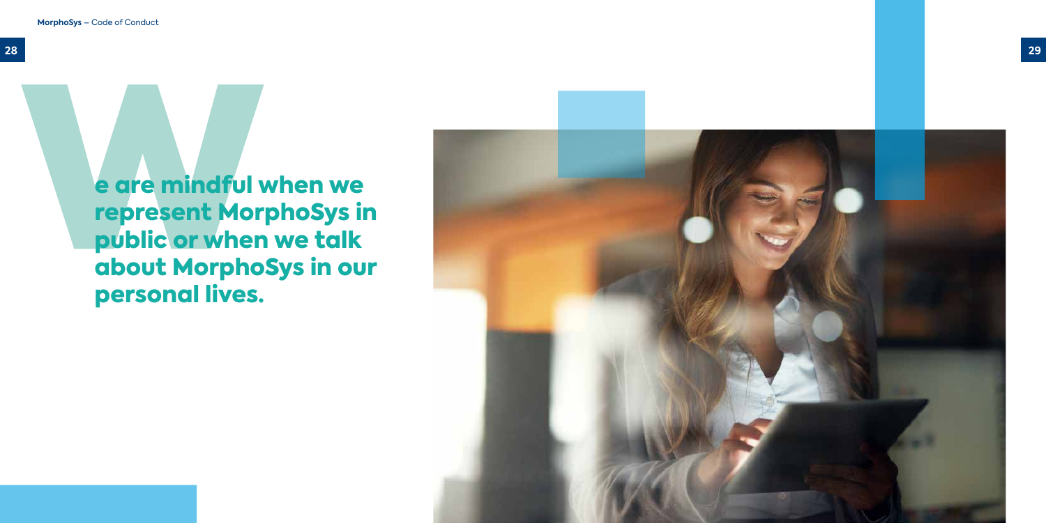# We are mindful when we represent MorphoSys in public or when we talk about MorphoSys in our personal lives.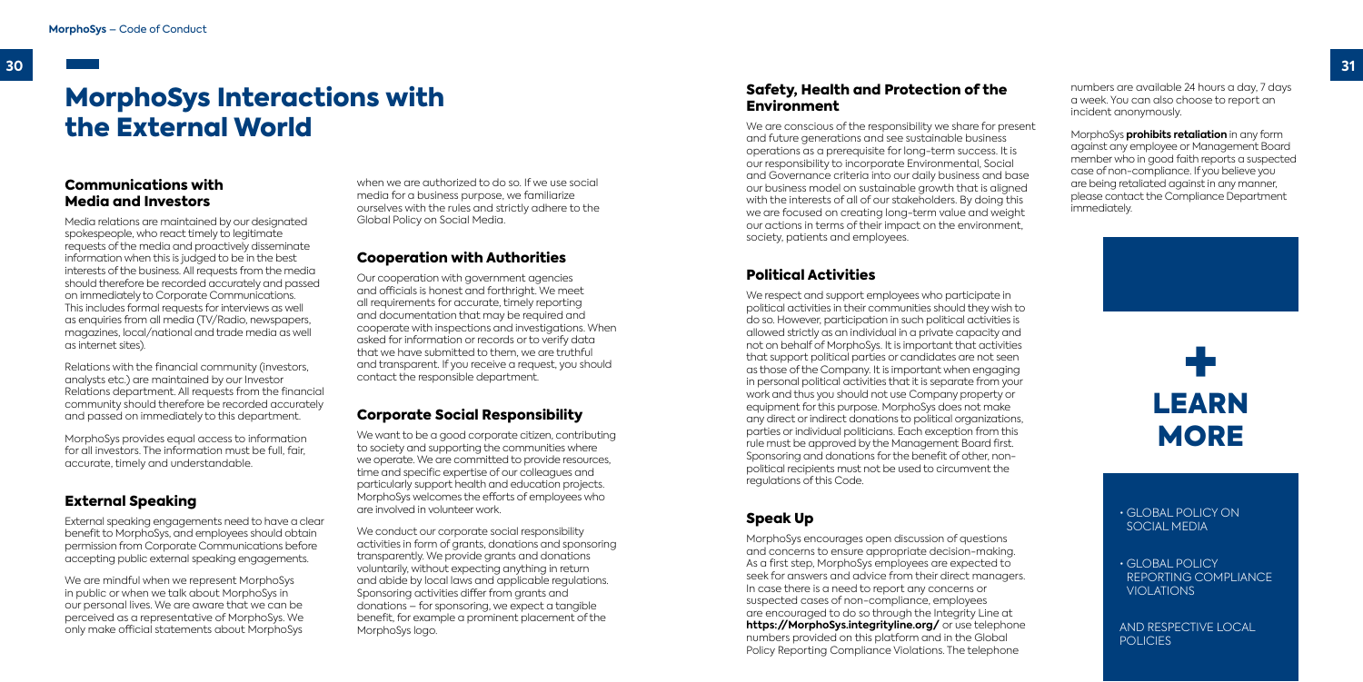# MorphoSys Interactions with the External World

## Communications with Media and Investors

Media relations are maintained by our designated spokespeople, who react timely to legitimate requests of the media and proactively disseminate information when this is judged to be in the best interests of the business. All requests from the media should therefore be recorded accurately and passed on immediately to Corporate Communications. This includes formal requests for interviews as well as enquiries from all media (TV/Radio, newspapers, magazines, local/national and trade media as well as internet sites).

Relations with the financial community (investors, analysts etc.) are maintained by our Investor Relations department. All requests from the financial community should therefore be recorded accurately and passed on immediately to this department.

MorphoSys provides equal access to information for all investors. The information must be full, fair, accurate, timely and understandable.

## External Speaking

External speaking engagements need to have a clear benefit to MorphoSys, and employees should obtain permission from Corporate Communications before accepting public external speaking engagements.

We are mindful when we represent MorphoSys in public or when we talk about MorphoSys in our personal lives. We are aware that we can be perceived as a representative of MorphoSys. We only make official statements about MorphoSys when we are authorized to do so. If we use social media for a business purpose, we familiarize ourselves with the rules and strictly adhere to the Global Policy on Social Media.

## Cooperation with Authorities

Our cooperation with government agencies and officials is honest and forthright. We meet all requirements for accurate, timely reporting and documentation that may be required and cooperate with inspections and investigations. When asked for information or records or to verify data that we have submitted to them, we are truthful and transparent. If you receive a request, you should contact the responsible department.

## Corporate Social Responsibility

We want to be a good corporate citizen, contributing to society and supporting the communities where we operate. We are committed to provide resources, time and specific expertise of our colleagues and particularly support health and education projects. MorphoSys welcomes the efforts of employees who are involved in volunteer work.

We conduct our corporate social responsibility activities in form of grants, donations and sponsoring transparently. We provide grants and donations voluntarily, without expecting anything in return and abide by local laws and applicable regulations. Sponsoring activities differ from grants and donations – for sponsoring, we expect a tangible benefit, for example a prominent placement of the MorphoSys logo.

## Safety, Health and Protection of the Environment

We are conscious of the responsibility we share for present and future generations and see sustainable business operations as a prerequisite for long-term success. It is our responsibility to incorporate Environmental, Social and Governance criteria into our daily business and base our business model on sustainable growth that is aligned with the interests of all of our stakeholders. By doing this we are focused on creating long-term value and weight our actions in terms of their impact on the environment, society, patients and employees.

## Political Activities

We respect and support employees who participate in political activities in their communities should they wish to do so. However, participation in such political activities is allowed strictly as an individual in a private capacity and not on behalf of MorphoSys. It is important that activities that support political parties or candidates are not seen as those of the Company. It is important when engaging in personal political activities that it is separate from your work and thus you should not use Company property or equipment for this purpose. MorphoSys does not make any direct or indirect donations to political organizations, parties or individual politicians. Each exception from this rule must be approved by the Management Board first. Sponsoring and donations for the benefit of other, non-political recipients must not be used to circumvent the regulations of this Code.

## Speak Up

MorphoSys encourages open discussion of questions and concerns to ensure appropriate decision-making. As a first step, MorphoSys employees are expected to seek for answers and advice from their direct managers. In case there is a need to report any concerns or suspected cases of non-compliance, employees are encouraged to do so through the Integrity Line at **https://MorphoSys.integrityline.org/** or use telephone numbers provided on this platform and in the Global Policy Reporting Compliance Violations. The telephone numbers are available 24 hours a day, 7 days a week. You can also choose to report an incident anonymously.

MorphoSys **prohibits retaliation** in any form against any employee or Management Board member who in good faith reports a suspected case of non-compliance. If you believe you are being retaliated against in any manner, please contact the Compliance Department immediately.

**+ LEARN MORE**

- GLOBAL POLICY ON SOCIAL MEDIA
- GLOBAL POLICY REPORTING COMPLIANCE VIOLATIONS

AND RESPECTIVE LOCAL POLICIES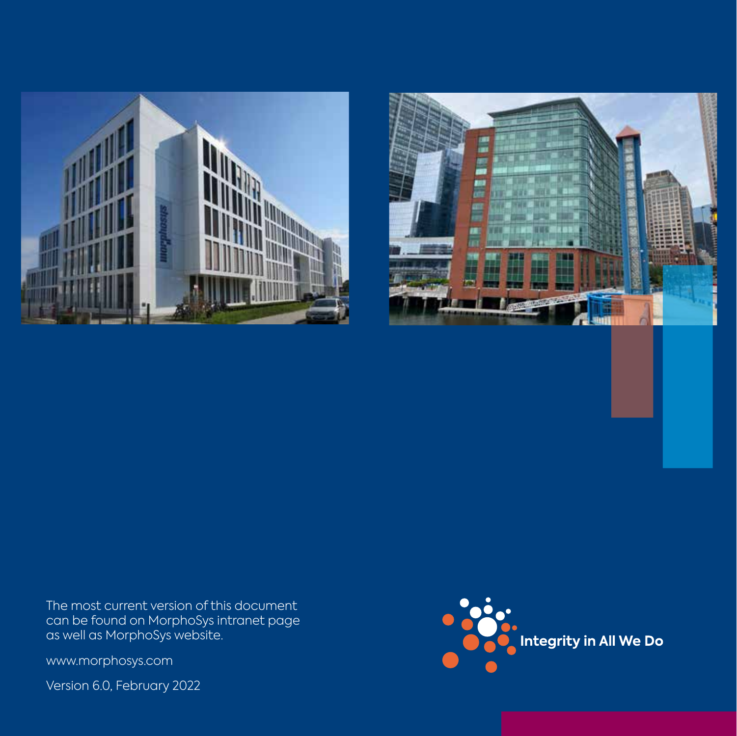The most current version of this document can be found on MorphoSys intranet page as well as MorphoSys website.

www.morphosys.com

Version 6.0, February 2022

**Integrity in All We Do**